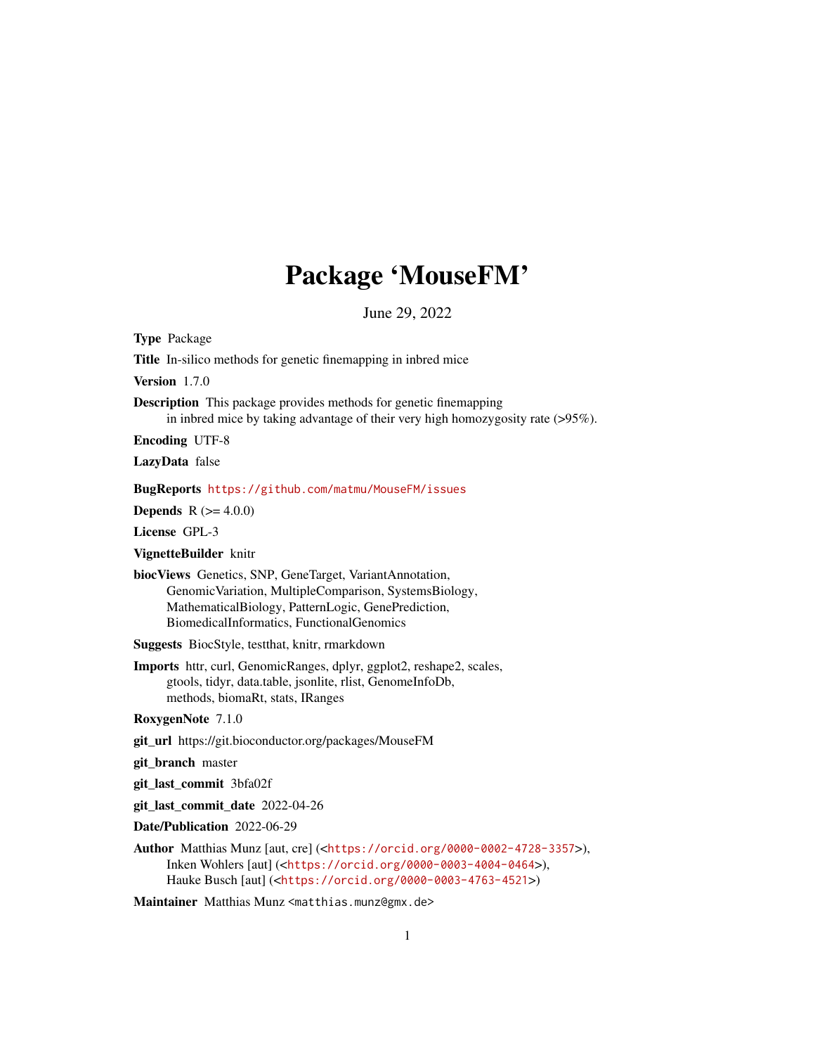# Package 'MouseFM'

June 29, 2022

**Type** Package

**Title** In-silico methods for genetic finemapping in inbred mice

**Version** 1.7.0

**Description** This package provides methods for genetic finemapping in inbred mice by taking advantage of their very high homozygosity rate (>95%).

**Encoding** UTF-8

**LazyData** false

**BugReports** https://github.com/matmu/MouseFM/issues

**Depends** R (>= 4.0.0)

**License** GPL-3

**VignetteBuilder** knitr

**biocViews** Genetics, SNP, GeneTarget, VariantAnnotation, GenomicVariation, MultipleComparison, SystemsBiology, MathematicalBiology, PatternLogic, GenePrediction, BiomedicalInformatics, FunctionalGenomics

**Suggests** BiocStyle, testthat, knitr, rmarkdown

**Imports** httr, curl, GenomicRanges, dplyr, ggplot2, reshape2, scales, gtools, tidyr, data.table, jsonlite, rlist, GenomeInfoDb, methods, biomaRt, stats, IRanges

**RoxygenNote** 7.1.0

**git_url** https://git.bioconductor.org/packages/MouseFM

**git_branch** master

**git_last_commit** 3bfa02f

**git_last_commit_date** 2022-04-26

**Date/Publication** 2022-06-29

**Author** Matthias Munz [aut, cre] (<https://orcid.org/0000-0002-4728-3357>), Inken Wohlers [aut] (<https://orcid.org/0000-0003-4004-0464>), Hauke Busch [aut] (<https://orcid.org/0000-0003-4763-4521>)

**Maintainer** Matthias Munz <matthias.munz@gmx.de>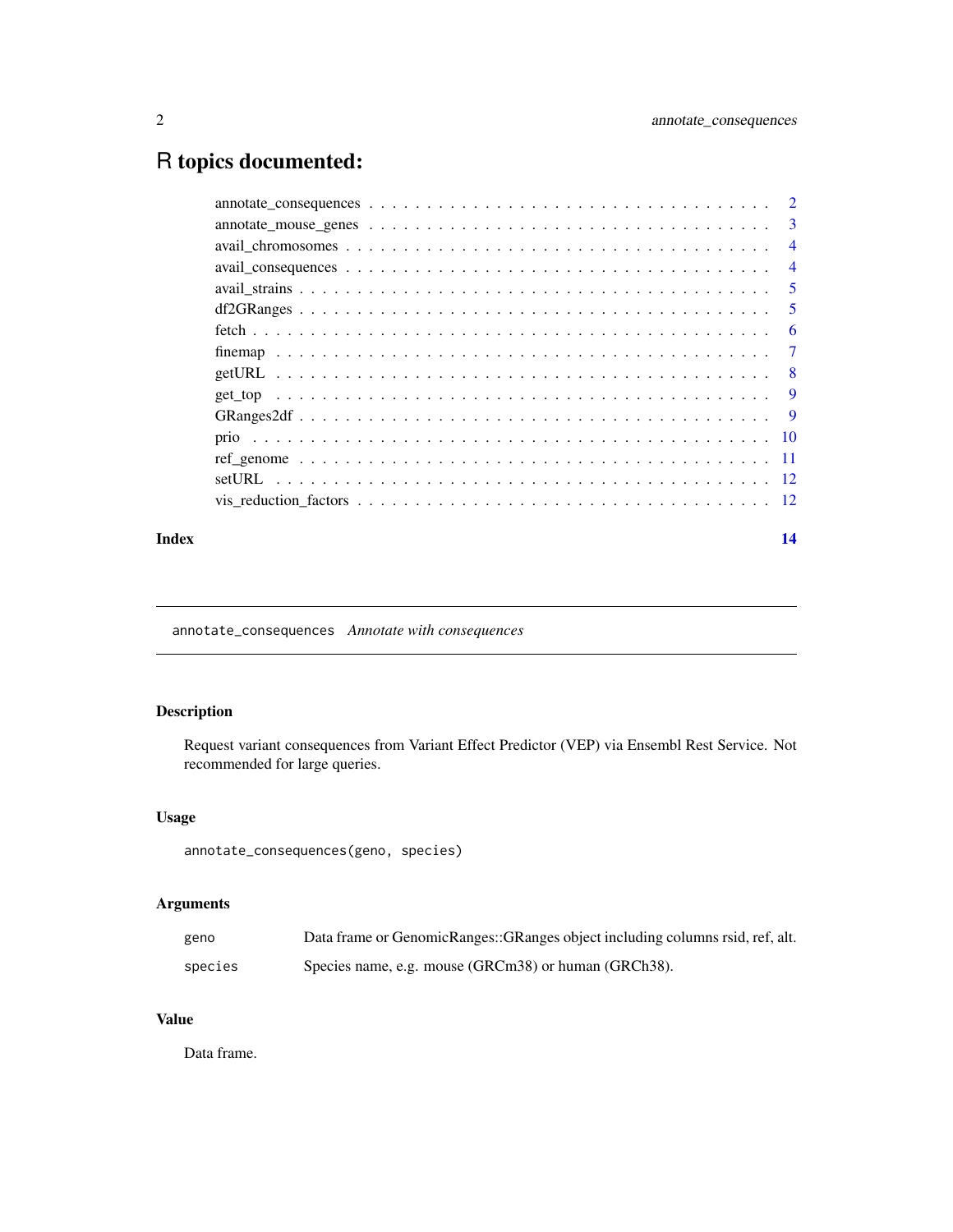# R topics documented:

| | |
|---|---|
| annotate_consequences | 2 |
| annotate_mouse_genes | 3 |
| avail_chromosomes | 4 |
| avail_consequences | 4 |
| avail_strains | 5 |
| df2GRanges | 5 |
| fetch | 6 |
| finemap | 7 |
| getURL | 8 |
| get_top | 9 |
| GRanges2df | 9 |
| prio | 10 |
| ref_genome | 11 |
| setURL | 12 |
| vis_reduction_factors | 12 |
| **Index** | **14** |

---

## annotate_consequences *Annotate with consequences*

---

### Description

Request variant consequences from Variant Effect Predictor (VEP) via Ensembl Rest Service. Not recommended for large queries.

### Usage

```
annotate_consequences(geno, species)
```

### Arguments

| | |
|---|---|
| `geno` | Data frame or GenomicRanges::GRanges object including columns rsid, ref, alt. |
| `species` | Species name, e.g. mouse (GRCm38) or human (GRCh38). |

### Value

Data frame.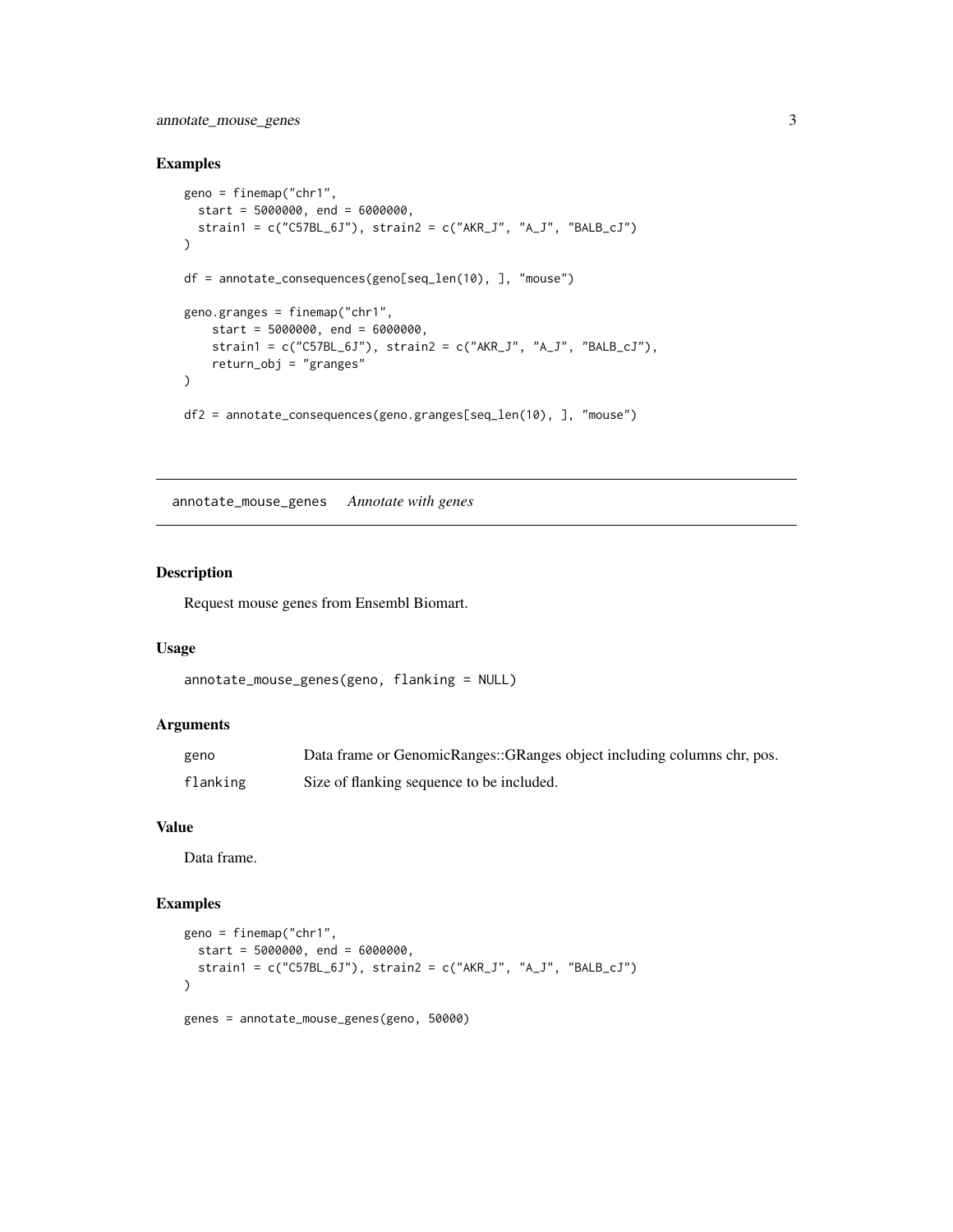## Examples

```
geno = finemap("chr1",
  start = 5000000, end = 6000000,
  strain1 = c("C57BL_6J"), strain2 = c("AKR_J", "A_J", "BALB_cJ")
)

df = annotate_consequences(geno[seq_len(10), ], "mouse")

geno.granges = finemap("chr1",
    start = 5000000, end = 6000000,
    strain1 = c("C57BL_6J"), strain2 = c("AKR_J", "A_J", "BALB_cJ"),
    return_obj = "granges"
)

df2 = annotate_consequences(geno.granges[seq_len(10), ], "mouse")
```

---

# annotate_mouse_genes *Annotate with genes*

## Description

Request mouse genes from Ensembl Biomart.

## Usage

```
annotate_mouse_genes(geno, flanking = NULL)
```

## Arguments

| | |
|---|---|
| geno | Data frame or GenomicRanges::GRanges object including columns chr, pos. |
| flanking | Size of flanking sequence to be included. |

## Value

Data frame.

## Examples

```
geno = finemap("chr1",
  start = 5000000, end = 6000000,
  strain1 = c("C57BL_6J"), strain2 = c("AKR_J", "A_J", "BALB_cJ")
)

genes = annotate_mouse_genes(geno, 50000)
```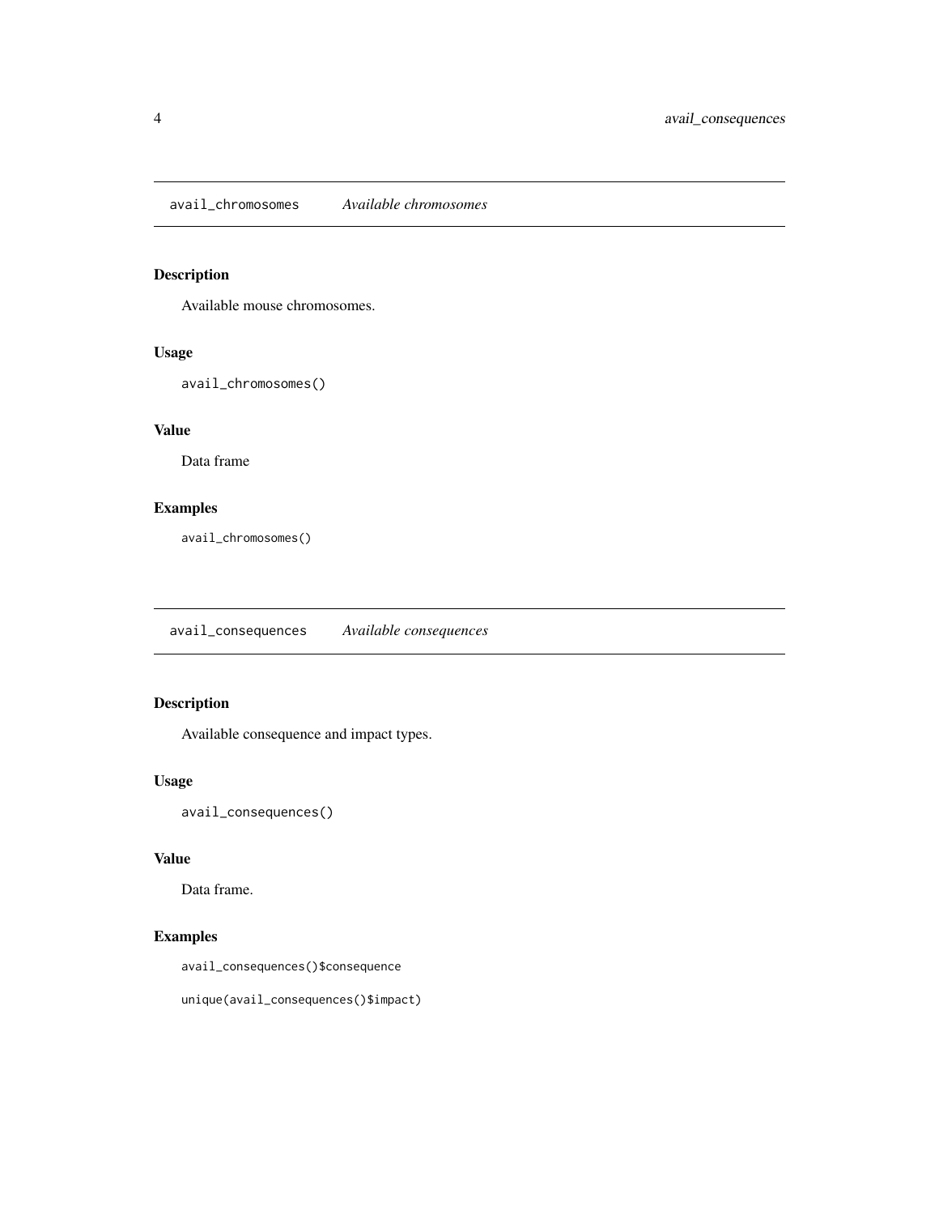## avail_chromosomes *Available chromosomes*

### Description

Available mouse chromosomes.

### Usage

```
avail_chromosomes()
```

### Value

Data frame

### Examples

```
avail_chromosomes()
```

## avail_consequences *Available consequences*

### Description

Available consequence and impact types.

### Usage

```
avail_consequences()
```

### Value

Data frame.

### Examples

```
avail_consequences()$consequence

unique(avail_consequences()$impact)
```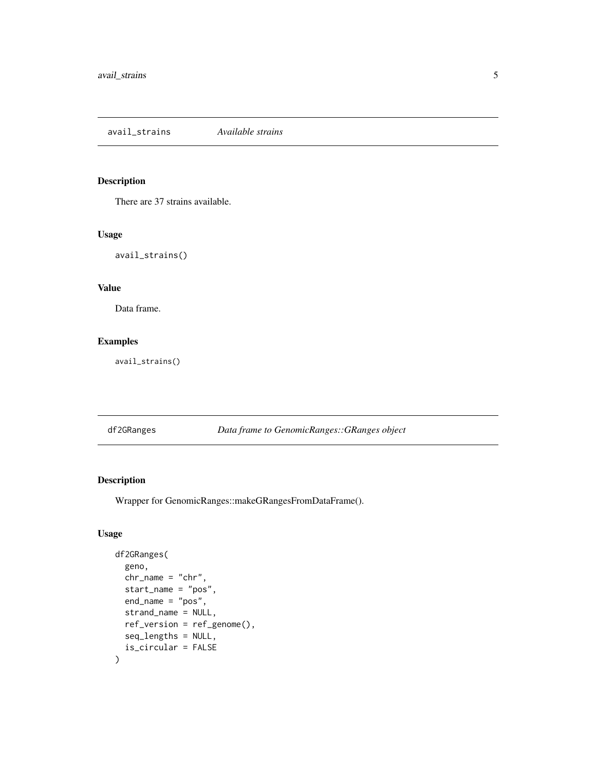## avail_strains *Available strains*

### Description

There are 37 strains available.

### Usage

```
avail_strains()
```

### Value

Data frame.

### Examples

```
avail_strains()
```

## df2GRanges *Data frame to GenomicRanges::GRanges object*

### Description

Wrapper for GenomicRanges::makeGRangesFromDataFrame().

### Usage

```
df2GRanges(
  geno,
  chr_name = "chr",
  start_name = "pos",
  end_name = "pos",
  strand_name = NULL,
  ref_version = ref_genome(),
  seq_lengths = NULL,
  is_circular = FALSE
)
```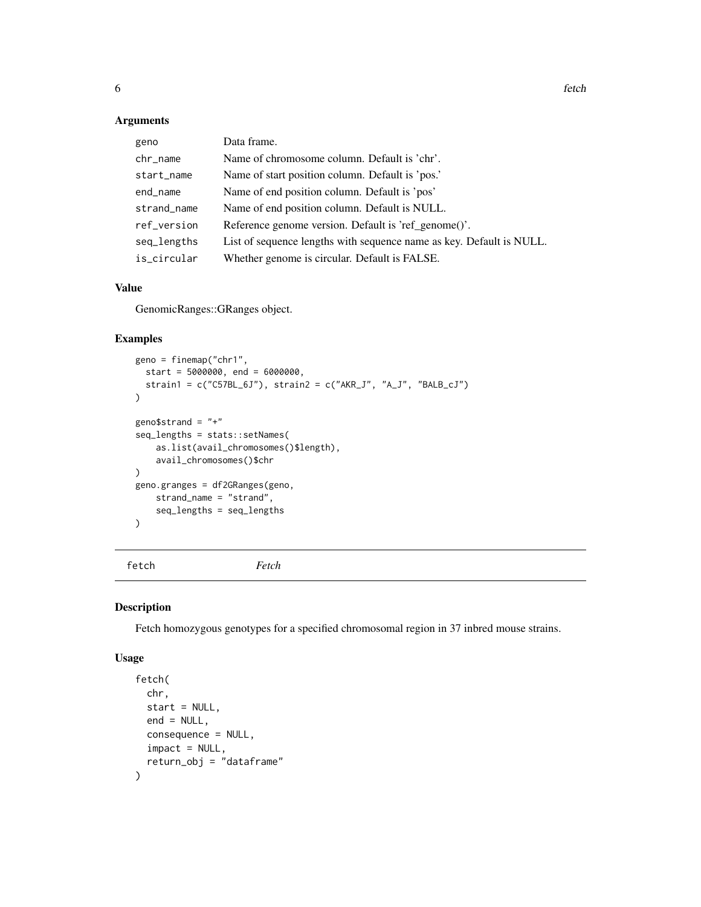### Arguments

| | |
|---|---|
| geno | Data frame. |
| chr_name | Name of chromosome column. Default is 'chr'. |
| start_name | Name of start position column. Default is 'pos.' |
| end_name | Name of end position column. Default is 'pos' |
| strand_name | Name of end position column. Default is NULL. |
| ref_version | Reference genome version. Default is 'ref_genome()'. |
| seq_lengths | List of sequence lengths with sequence name as key. Default is NULL. |
| is_circular | Whether genome is circular. Default is FALSE. |

### Value

GenomicRanges::GRanges object.

### Examples

```
geno = finemap("chr1",
  start = 5000000, end = 6000000,
  strain1 = c("C57BL_6J"), strain2 = c("AKR_J", "A_J", "BALB_cJ")
)

geno$strand = "+"
seq_lengths = stats::setNames(
    as.list(avail_chromosomes()$length),
    avail_chromosomes()$chr
)
geno.granges = df2GRanges(geno,
    strand_name = "strand",
    seq_lengths = seq_lengths
)
```

---

## fetch *Fetch*

### Description

Fetch homozygous genotypes for a specified chromosomal region in 37 inbred mouse strains.

### Usage

```
fetch(
  chr,
  start = NULL,
  end = NULL,
  consequence = NULL,
  impact = NULL,
  return_obj = "dataframe"
)
```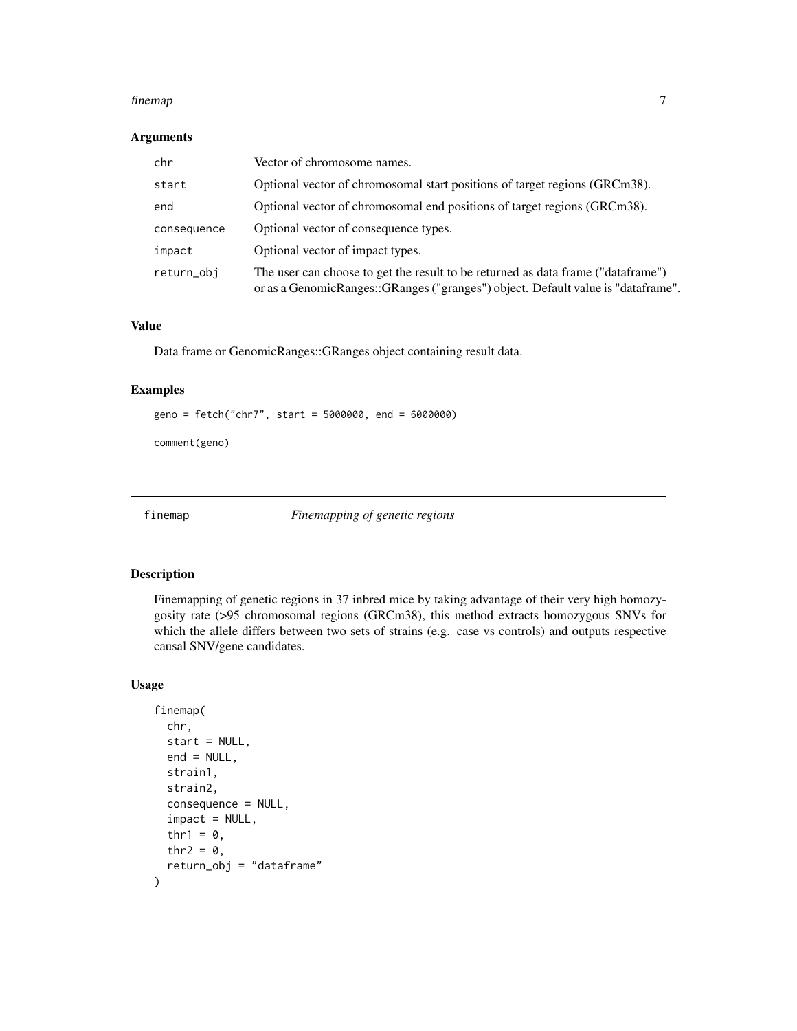## Arguments

| | |
|---|---|
| chr | Vector of chromosome names. |
| start | Optional vector of chromosomal start positions of target regions (GRCm38). |
| end | Optional vector of chromosomal end positions of target regions (GRCm38). |
| consequence | Optional vector of consequence types. |
| impact | Optional vector of impact types. |
| return_obj | The user can choose to get the result to be returned as data frame ("dataframe") or as a GenomicRanges::GRanges ("granges") object. Default value is "dataframe". |

## Value

Data frame or GenomicRanges::GRanges object containing result data.

## Examples

```
geno = fetch("chr7", start = 5000000, end = 6000000)

comment(geno)
```

---

# finemap — *Finemapping of genetic regions*

## Description

Finemapping of genetic regions in 37 inbred mice by taking advantage of their very high homozygosity rate (>95 chromosomal regions (GRCm38), this method extracts homozygous SNVs for which the allele differs between two sets of strains (e.g. case vs controls) and outputs respective causal SNV/gene candidates.

## Usage

```
finemap(
  chr,
  start = NULL,
  end = NULL,
  strain1,
  strain2,
  consequence = NULL,
  impact = NULL,
  thr1 = 0,
  thr2 = 0,
  return_obj = "dataframe"
)
```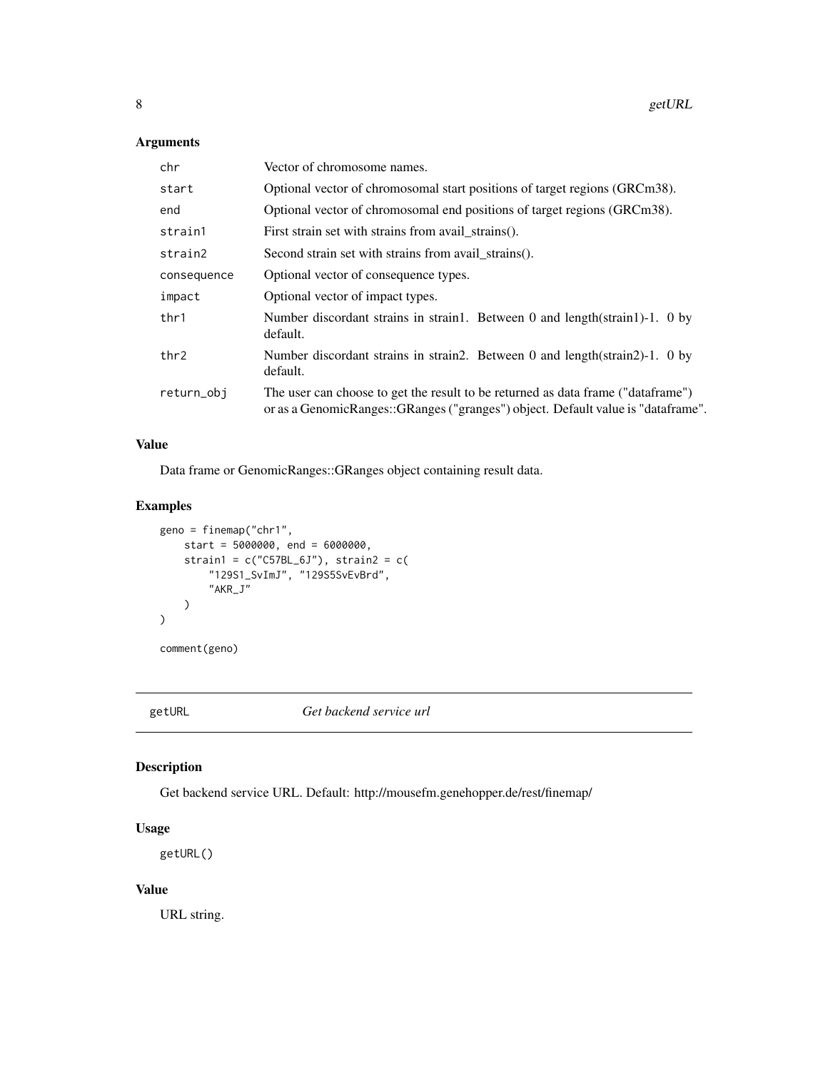### Arguments

| | |
|---|---|
| chr | Vector of chromosome names. |
| start | Optional vector of chromosomal start positions of target regions (GRCm38). |
| end | Optional vector of chromosomal end positions of target regions (GRCm38). |
| strain1 | First strain set with strains from avail_strains(). |
| strain2 | Second strain set with strains from avail_strains(). |
| consequence | Optional vector of consequence types. |
| impact | Optional vector of impact types. |
| thr1 | Number discordant strains in strain1. Between 0 and length(strain1)-1. 0 by default. |
| thr2 | Number discordant strains in strain2. Between 0 and length(strain2)-1. 0 by default. |
| return_obj | The user can choose to get the result to be returned as data frame ("dataframe") or as a GenomicRanges::GRanges ("granges") object. Default value is "dataframe". |

### Value

Data frame or GenomicRanges::GRanges object containing result data.

### Examples

```
geno = finemap("chr1",
    start = 5000000, end = 6000000,
    strain1 = c("C57BL_6J"), strain2 = c(
        "129S1_SvImJ", "129S5SvEvBrd",
        "AKR_J"
    )
)

comment(geno)
```

---

## getURL *Get backend service url*

### Description

Get backend service URL. Default: http://mousefm.genehopper.de/rest/finemap/

### Usage

```
getURL()
```

### Value

URL string.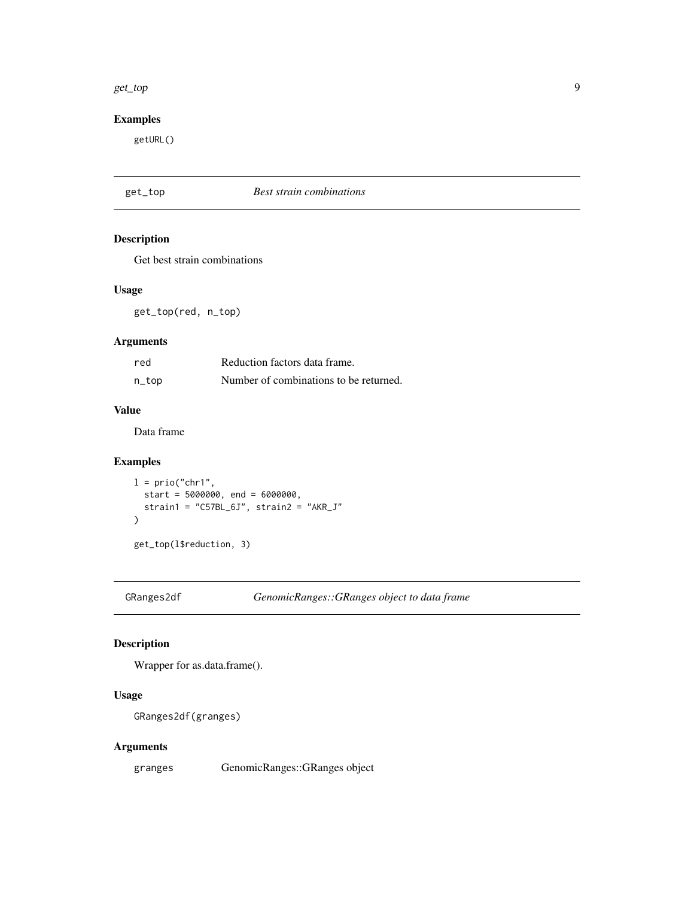### Examples

```
getURL()
```

## get_top *Best strain combinations*

### Description

Get best strain combinations

### Usage

```
get_top(red, n_top)
```

### Arguments

| | |
|---|---|
| red | Reduction factors data frame. |
| n_top | Number of combinations to be returned. |

### Value

Data frame

### Examples

```
l = prio("chr1",
  start = 5000000, end = 6000000,
  strain1 = "C57BL_6J", strain2 = "AKR_J"
)

get_top(l$reduction, 3)
```

## GRanges2df *GenomicRanges::GRanges object to data frame*

### Description

Wrapper for as.data.frame().

### Usage

```
GRanges2df(granges)
```

### Arguments

| | |
|---|---|
| granges | GenomicRanges::GRanges object |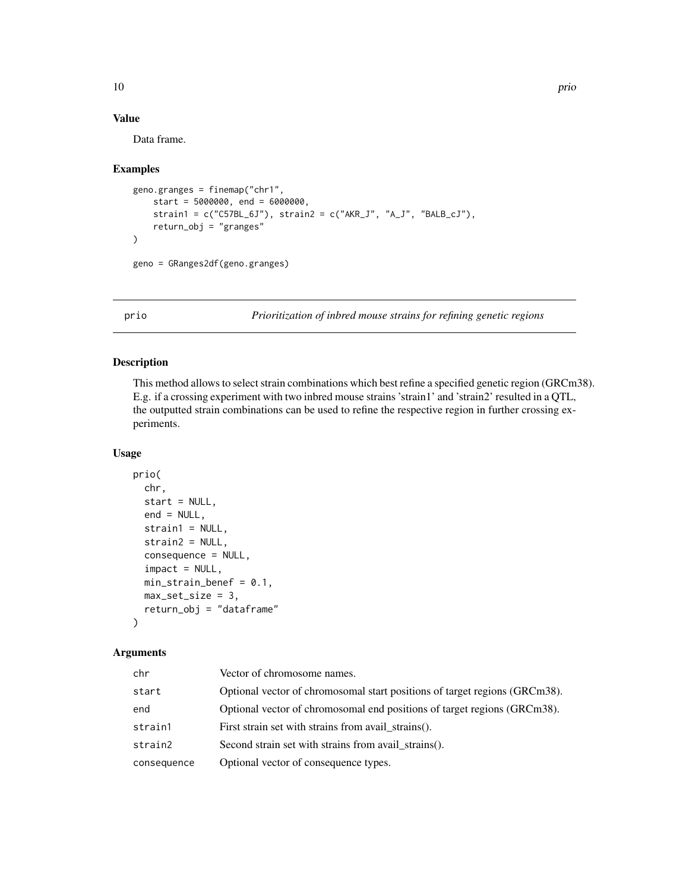### Value

Data frame.

### Examples

```
geno.granges = finemap("chr1",
    start = 5000000, end = 6000000,
    strain1 = c("C57BL_6J"), strain2 = c("AKR_J", "A_J", "BALB_cJ"),
    return_obj = "granges"
)

geno = GRanges2df(geno.granges)
```

---

## prio — *Prioritization of inbred mouse strains for refining genetic regions*

### Description

This method allows to select strain combinations which best refine a specified genetic region (GRCm38). E.g. if a crossing experiment with two inbred mouse strains 'strain1' and 'strain2' resulted in a QTL, the outputted strain combinations can be used to refine the respective region in further crossing experiments.

### Usage

```
prio(
  chr,
  start = NULL,
  end = NULL,
  strain1 = NULL,
  strain2 = NULL,
  consequence = NULL,
  impact = NULL,
  min_strain_benef = 0.1,
  max_set_size = 3,
  return_obj = "dataframe"
)
```

### Arguments

| | |
|---|---|
| chr | Vector of chromosome names. |
| start | Optional vector of chromosomal start positions of target regions (GRCm38). |
| end | Optional vector of chromosomal end positions of target regions (GRCm38). |
| strain1 | First strain set with strains from avail_strains(). |
| strain2 | Second strain set with strains from avail_strains(). |
| consequence | Optional vector of consequence types. |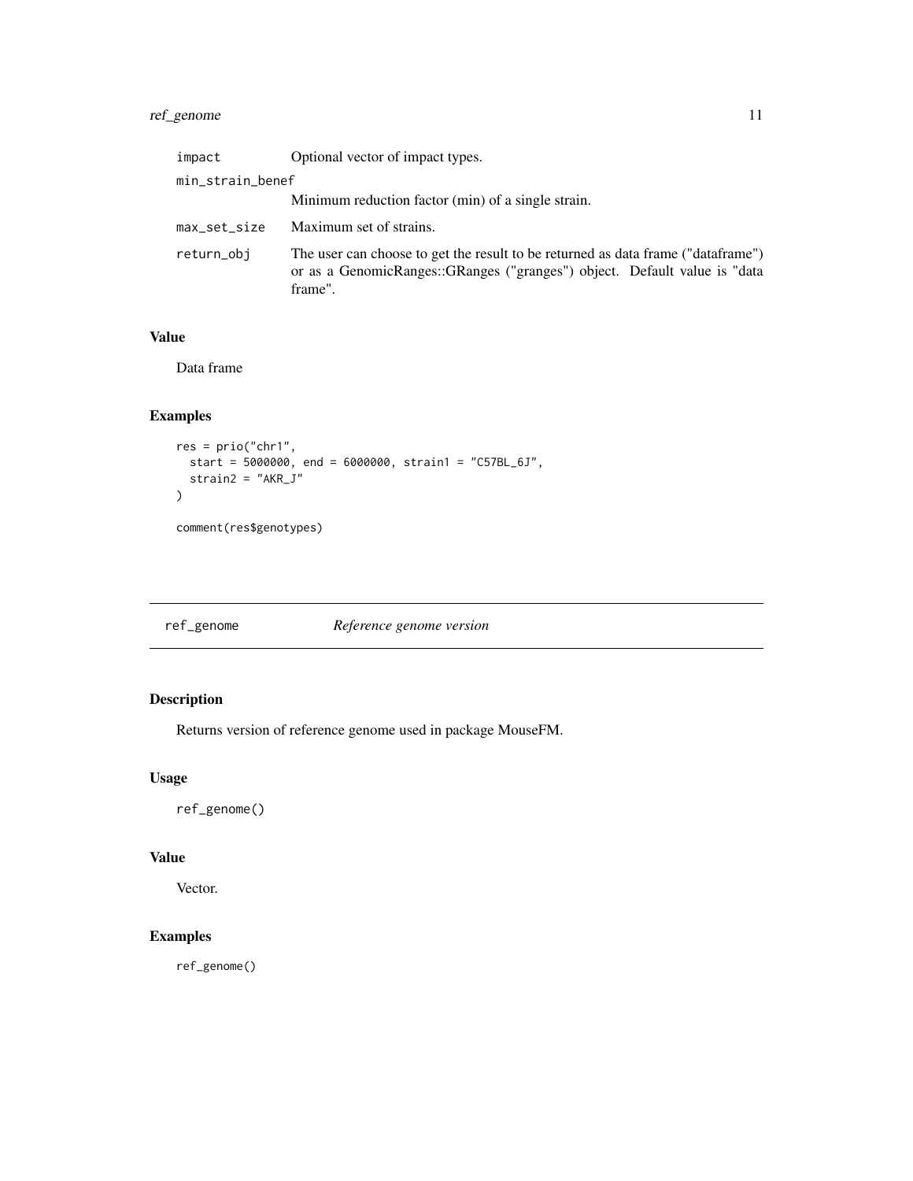| | |
|---|---|
| impact | Optional vector of impact types. |
| min_strain_benef | Minimum reduction factor (min) of a single strain. |
| max_set_size | Maximum set of strains. |
| return_obj | The user can choose to get the result to be returned as data frame ("dataframe") or as a GenomicRanges::GRanges ("granges") object. Default value is "data frame". |

### Value

Data frame

### Examples

```
res = prio("chr1",
  start = 5000000, end = 6000000, strain1 = "C57BL_6J",
  strain2 = "AKR_J"
)

comment(res$genotypes)
```

---

## ref_genome *Reference genome version*

---

### Description

Returns version of reference genome used in package MouseFM.

### Usage

```
ref_genome()
```

### Value

Vector.

### Examples

```
ref_genome()
```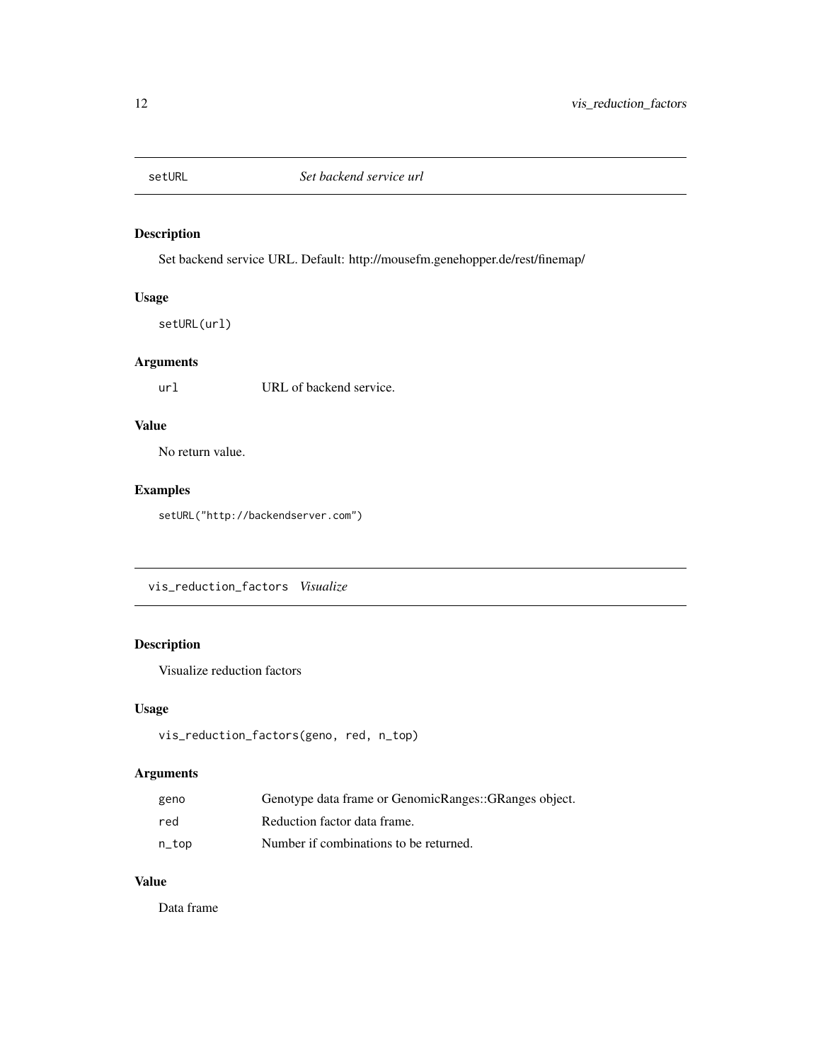## setURL — *Set backend service url*

### Description

Set backend service URL. Default: http://mousefm.genehopper.de/rest/finemap/

### Usage

```
setURL(url)
```

### Arguments

| | |
|---|---|
| `url` | URL of backend service. |

### Value

No return value.

### Examples

```
setURL("http://backendserver.com")
```

## vis_reduction_factors — *Visualize*

### Description

Visualize reduction factors

### Usage

```
vis_reduction_factors(geno, red, n_top)
```

### Arguments

| | |
|---|---|
| `geno` | Genotype data frame or GenomicRanges::GRanges object. |
| `red` | Reduction factor data frame. |
| `n_top` | Number if combinations to be returned. |

### Value

Data frame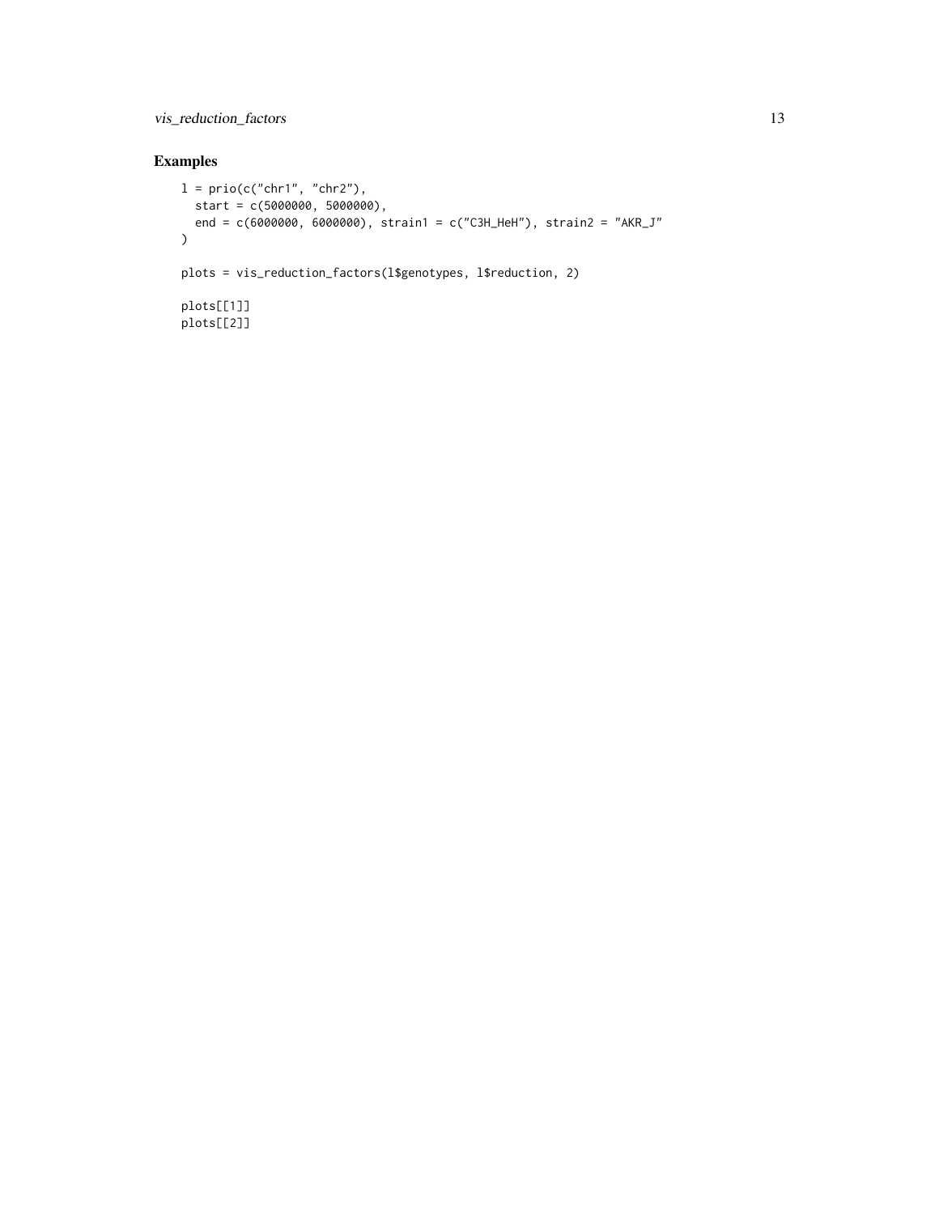## Examples

```
l = prio(c("chr1", "chr2"),
  start = c(5000000, 5000000),
  end = c(6000000, 6000000), strain1 = c("C3H_HeH"), strain2 = "AKR_J"
)

plots = vis_reduction_factors(l$genotypes, l$reduction, 2)

plots[[1]]
plots[[2]]
```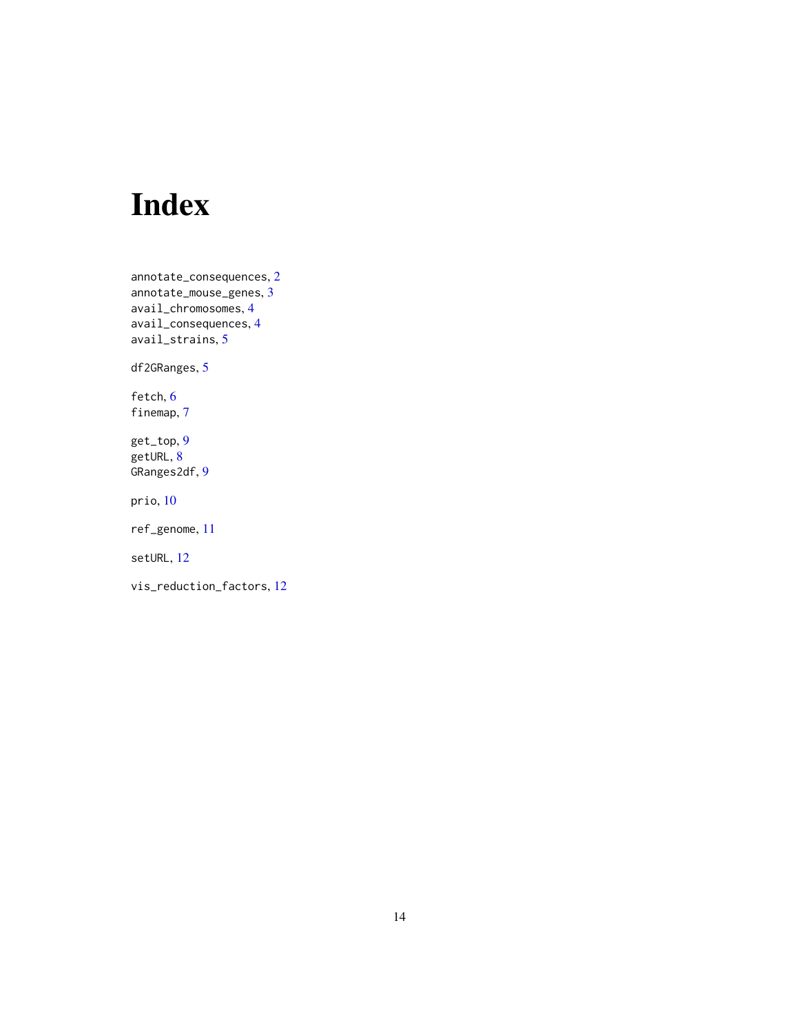# Index

annotate_consequences, 2
annotate_mouse_genes, 3
avail_chromosomes, 4
avail_consequences, 4
avail_strains, 5

df2GRanges, 5

fetch, 6
finemap, 7

get_top, 9
getURL, 8
GRanges2df, 9

prio, 10

ref_genome, 11

setURL, 12

vis_reduction_factors, 12